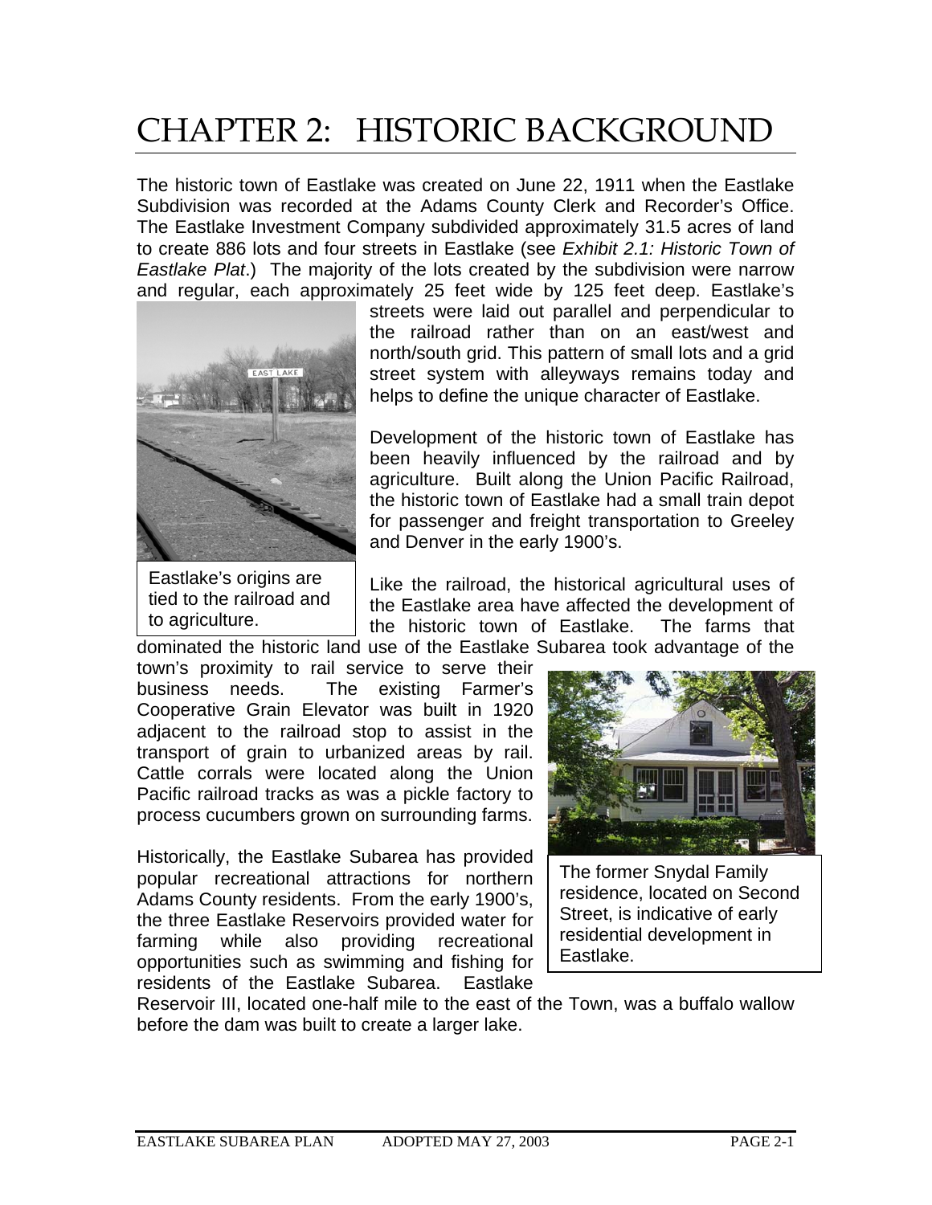# CHAPTER 2: HISTORIC BACKGROUND

The historic town of Eastlake was created on June 22, 1911 when the Eastlake Subdivision was recorded at the Adams County Clerk and Recorder's Office. The Eastlake Investment Company subdivided approximately 31.5 acres of land to create 886 lots and four streets in Eastlake (see *Exhibit 2.1: Historic Town of Eastlake Plat*.) The majority of the lots created by the subdivision were narrow and regular, each approximately 25 feet wide by 125 feet deep. Eastlake's streets were laid out parallel and perpendicular to the railroad rather than on an east/west and north/south grid. This pattern of small lots and a grid street system with alleyways remains today and helps to define the unique character of Eastlake.

Eastlake's origins are tied to the railroad and to agriculture.

Development of the historic town of Eastlake has been heavily influenced by the railroad and by agriculture. Built along the Union Pacific Railroad, the historic town of Eastlake had a small train depot for passenger and freight transportation to Greeley and Denver in the early 1900's.

Like the railroad, the historical agricultural uses of the Eastlake area have affected the development of the historic town of Eastlake. The farms that dominated the historic land use of the Eastlake Subarea took advantage of the town's proximity to rail service to serve their business needs. The existing Farmer's Cooperative Grain Elevator was built in 1920 adjacent to the railroad stop to assist in the transport of grain to urbanized areas by rail. Cattle corrals were located along the Union Pacific railroad tracks as was a pickle factory to process cucumbers grown on surrounding farms.

The former Snydal Family residence, located on Second Street, is indicative of early residential development in Eastlake.

Historically, the Eastlake Subarea has provided popular recreational attractions for northern Adams County residents. From the early 1900's, the three Eastlake Reservoirs provided water for farming while also providing recreational opportunities such as swimming and fishing for residents of the Eastlake Subarea. Eastlake Reservoir III, located one-half mile to the east of the Town, was a buffalo wallow before the dam was built to create a larger lake.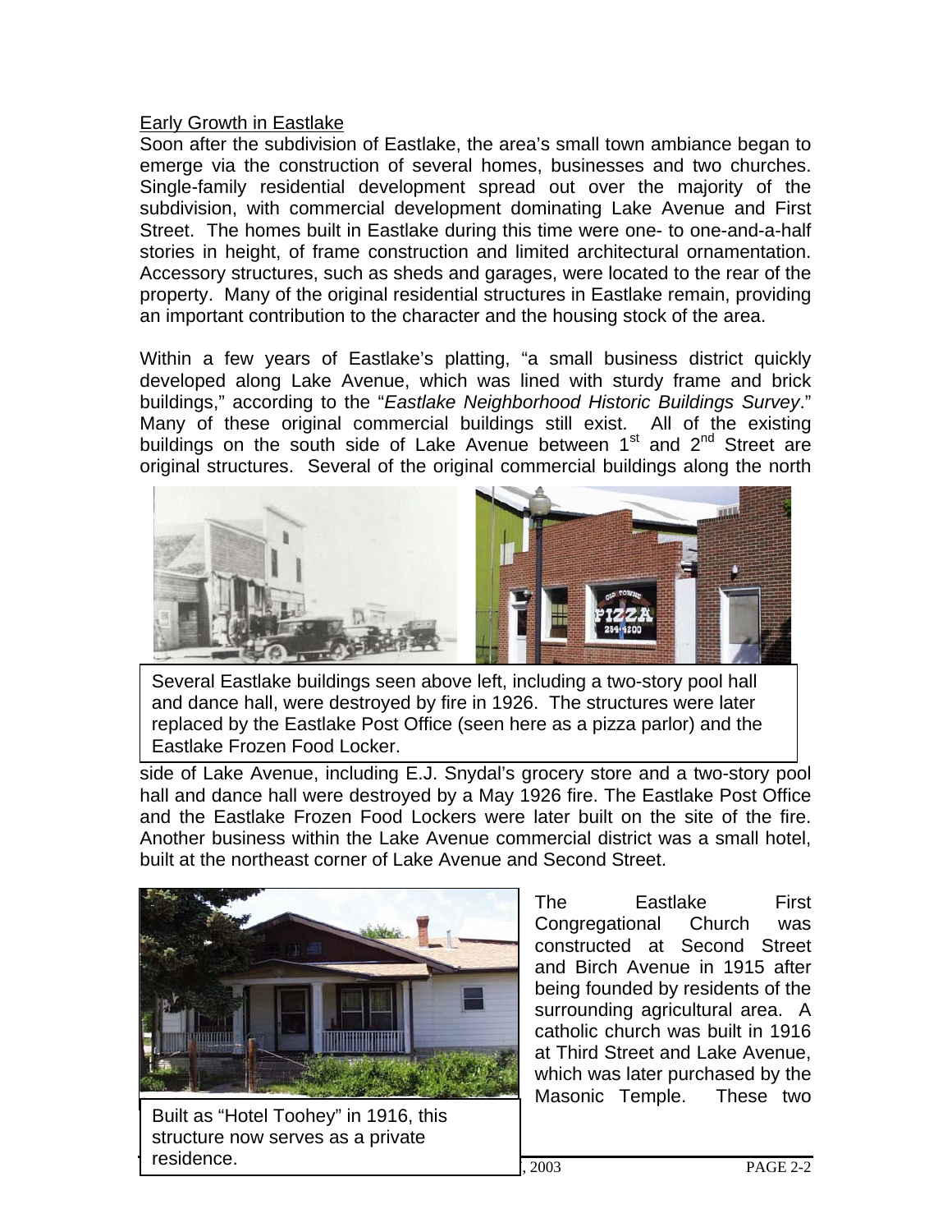## Early Growth in Eastlake

Soon after the subdivision of Eastlake, the area's small town ambiance began to emerge via the construction of several homes, businesses and two churches. Single-family residential development spread out over the majority of the subdivision, with commercial development dominating Lake Avenue and First Street. The homes built in Eastlake during this time were one- to one-and-a-half stories in height, of frame construction and limited architectural ornamentation. Accessory structures, such as sheds and garages, were located to the rear of the property. Many of the original residential structures in Eastlake remain, providing an important contribution to the character and the housing stock of the area.

Within a few years of Eastlake's platting, "a small business district quickly developed along Lake Avenue, which was lined with sturdy frame and brick buildings," according to the "*Eastlake Neighborhood Historic Buildings Survey*." Many of these original commercial buildings still exist. All of the existing buildings on the south side of Lake Avenue between 1st and 2nd Street are original structures. Several of the original commercial buildings along the north side of Lake Avenue, including E.J. Snydal's grocery store and a two-story pool hall and dance hall were destroyed by a May 1926 fire. The Eastlake Post Office and the Eastlake Frozen Food Lockers were later built on the site of the fire. Another business within the Lake Avenue commercial district was a small hotel, built at the northeast corner of Lake Avenue and Second Street.

Several Eastlake buildings seen above left, including a two-story pool hall and dance hall, were destroyed by fire in 1926. The structures were later replaced by the Eastlake Post Office (seen here as a pizza parlor) and the Eastlake Frozen Food Locker.

The Eastlake First Congregational Church was constructed at Second Street and Birch Avenue in 1915 after being founded by residents of the surrounding agricultural area. A catholic church was built in 1916 at Third Street and Lake Avenue, which was later purchased by the Masonic Temple. These two

Built as "Hotel Toohey" in 1916, this structure now serves as a private residence.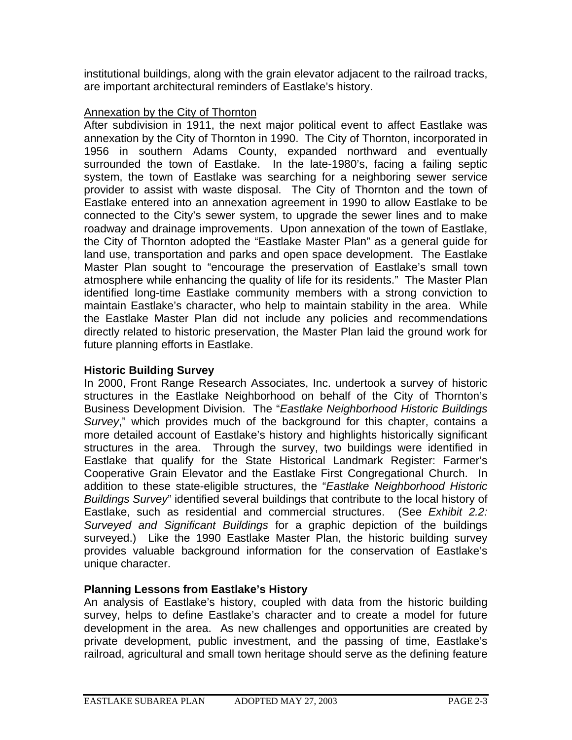institutional buildings, along with the grain elevator adjacent to the railroad tracks, are important architectural reminders of Eastlake's history.

<u>Annexation by the City of Thornton</u>

After subdivision in 1911, the next major political event to affect Eastlake was annexation by the City of Thornton in 1990. The City of Thornton, incorporated in 1956 in southern Adams County, expanded northward and eventually surrounded the town of Eastlake. In the late-1980's, facing a failing septic system, the town of Eastlake was searching for a neighboring sewer service provider to assist with waste disposal. The City of Thornton and the town of Eastlake entered into an annexation agreement in 1990 to allow Eastlake to be connected to the City's sewer system, to upgrade the sewer lines and to make roadway and drainage improvements. Upon annexation of the town of Eastlake, the City of Thornton adopted the "Eastlake Master Plan" as a general guide for land use, transportation and parks and open space development. The Eastlake Master Plan sought to "encourage the preservation of Eastlake's small town atmosphere while enhancing the quality of life for its residents." The Master Plan identified long-time Eastlake community members with a strong conviction to maintain Eastlake's character, who help to maintain stability in the area. While the Eastlake Master Plan did not include any policies and recommendations directly related to historic preservation, the Master Plan laid the ground work for future planning efforts in Eastlake.

### Historic Building Survey

In 2000, Front Range Research Associates, Inc. undertook a survey of historic structures in the Eastlake Neighborhood on behalf of the City of Thornton's Business Development Division. The "*Eastlake Neighborhood Historic Buildings Survey*," which provides much of the background for this chapter, contains a more detailed account of Eastlake's history and highlights historically significant structures in the area. Through the survey, two buildings were identified in Eastlake that qualify for the State Historical Landmark Register: Farmer's Cooperative Grain Elevator and the Eastlake First Congregational Church. In addition to these state-eligible structures, the "*Eastlake Neighborhood Historic Buildings Survey*" identified several buildings that contribute to the local history of Eastlake, such as residential and commercial structures. (See *Exhibit 2.2: Surveyed and Significant Buildings* for a graphic depiction of the buildings surveyed.) Like the 1990 Eastlake Master Plan, the historic building survey provides valuable background information for the conservation of Eastlake's unique character.

### Planning Lessons from Eastlake's History

An analysis of Eastlake's history, coupled with data from the historic building survey, helps to define Eastlake's character and to create a model for future development in the area. As new challenges and opportunities are created by private development, public investment, and the passing of time, Eastlake's railroad, agricultural and small town heritage should serve as the defining feature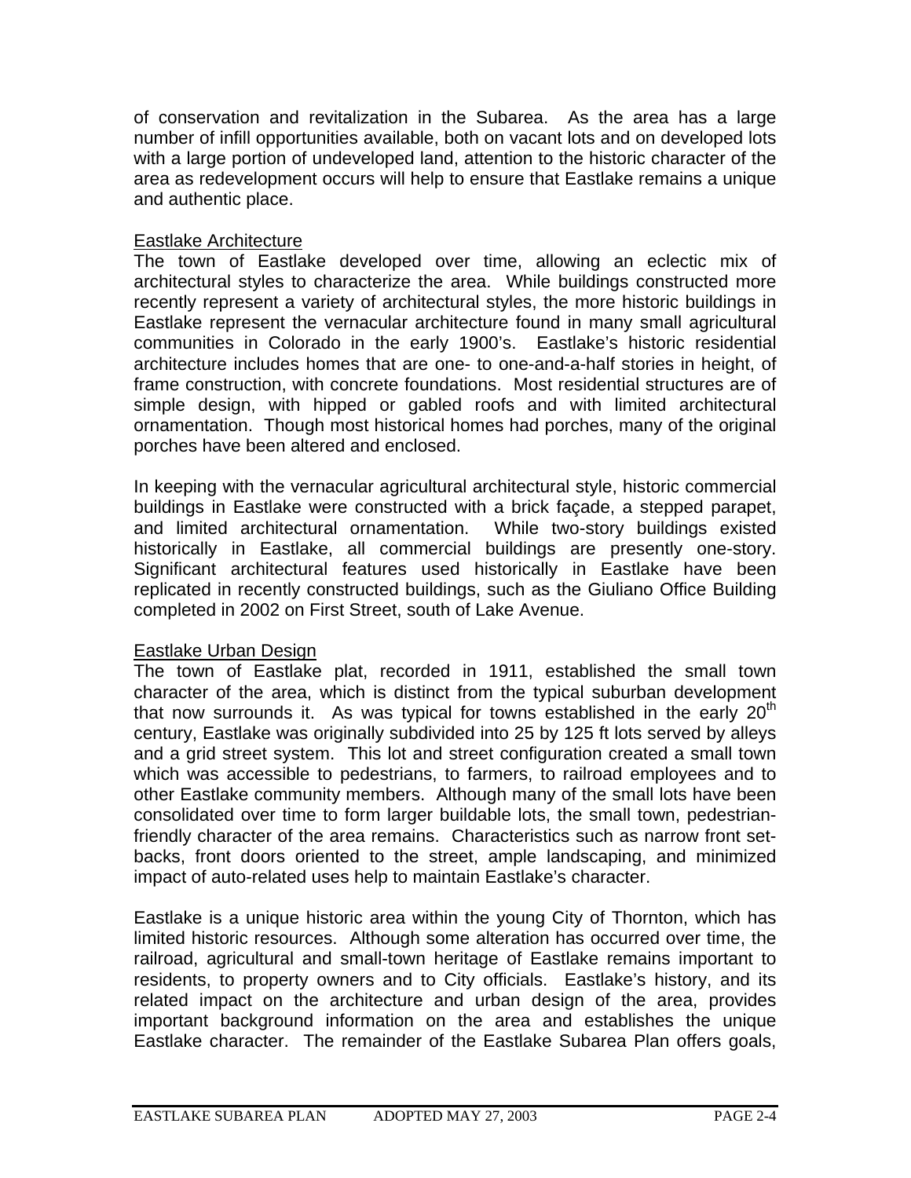of conservation and revitalization in the Subarea. As the area has a large number of infill opportunities available, both on vacant lots and on developed lots with a large portion of undeveloped land, attention to the historic character of the area as redevelopment occurs will help to ensure that Eastlake remains a unique and authentic place.

<u>Eastlake Architecture</u>

The town of Eastlake developed over time, allowing an eclectic mix of architectural styles to characterize the area. While buildings constructed more recently represent a variety of architectural styles, the more historic buildings in Eastlake represent the vernacular architecture found in many small agricultural communities in Colorado in the early 1900's. Eastlake's historic residential architecture includes homes that are one- to one-and-a-half stories in height, of frame construction, with concrete foundations. Most residential structures are of simple design, with hipped or gabled roofs and with limited architectural ornamentation. Though most historical homes had porches, many of the original porches have been altered and enclosed.

In keeping with the vernacular agricultural architectural style, historic commercial buildings in Eastlake were constructed with a brick façade, a stepped parapet, and limited architectural ornamentation. While two-story buildings existed historically in Eastlake, all commercial buildings are presently one-story. Significant architectural features used historically in Eastlake have been replicated in recently constructed buildings, such as the Giuliano Office Building completed in 2002 on First Street, south of Lake Avenue.

<u>Eastlake Urban Design</u>

The town of Eastlake plat, recorded in 1911, established the small town character of the area, which is distinct from the typical suburban development that now surrounds it. As was typical for towns established in the early 20th century, Eastlake was originally subdivided into 25 by 125 ft lots served by alleys and a grid street system. This lot and street configuration created a small town which was accessible to pedestrians, to farmers, to railroad employees and to other Eastlake community members. Although many of the small lots have been consolidated over time to form larger buildable lots, the small town, pedestrian-friendly character of the area remains. Characteristics such as narrow front set-backs, front doors oriented to the street, ample landscaping, and minimized impact of auto-related uses help to maintain Eastlake's character.

Eastlake is a unique historic area within the young City of Thornton, which has limited historic resources. Although some alteration has occurred over time, the railroad, agricultural and small-town heritage of Eastlake remains important to residents, to property owners and to City officials. Eastlake's history, and its related impact on the architecture and urban design of the area, provides important background information on the area and establishes the unique Eastlake character. The remainder of the Eastlake Subarea Plan offers goals,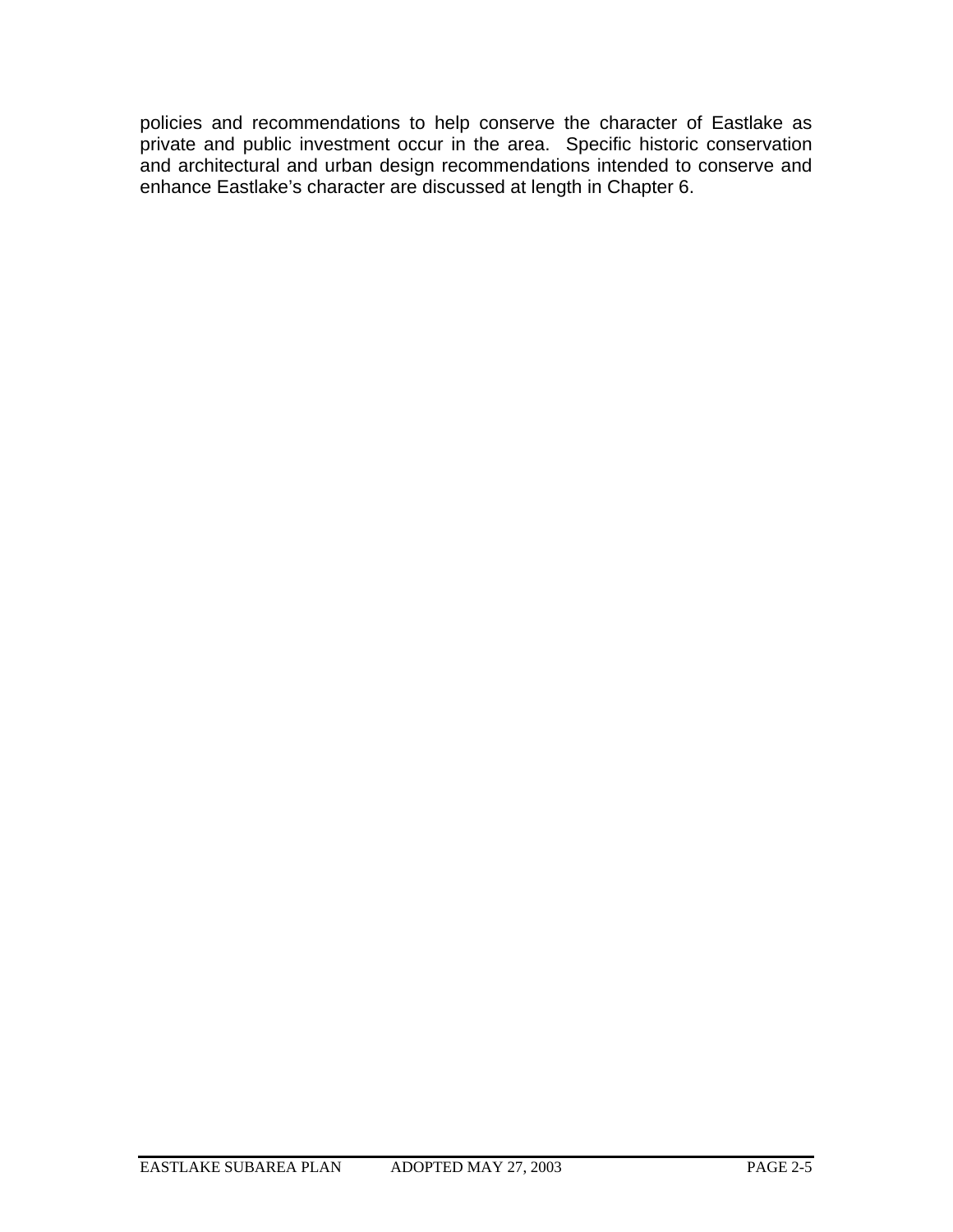policies and recommendations to help conserve the character of Eastlake as private and public investment occur in the area. Specific historic conservation and architectural and urban design recommendations intended to conserve and enhance Eastlake's character are discussed at length in Chapter 6.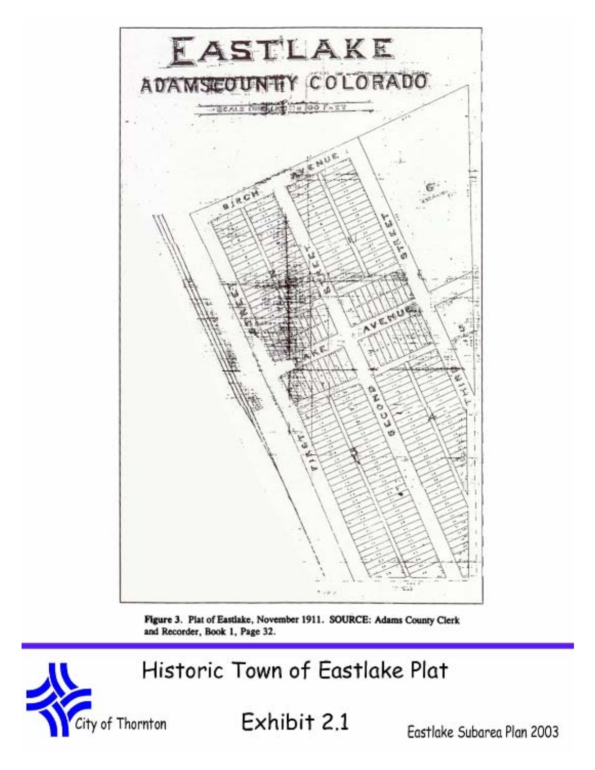# EASTLAKE

## ADAMS COUNTY COLORADO

SCALE 1 INCH = 100 FEET

BIRCH AVENUE

FIRST STREET

SECOND STREET

THIRD STREET

LAKE AVENUE

6

5

**Figure 3. Plat of Eastlake, November 1911. SOURCE: Adams County Clerk and Recorder, Book 1, Page 32.**

Historic Town of Eastlake Plat

City of Thornton

Exhibit 2.1

Eastlake Subarea Plan 2003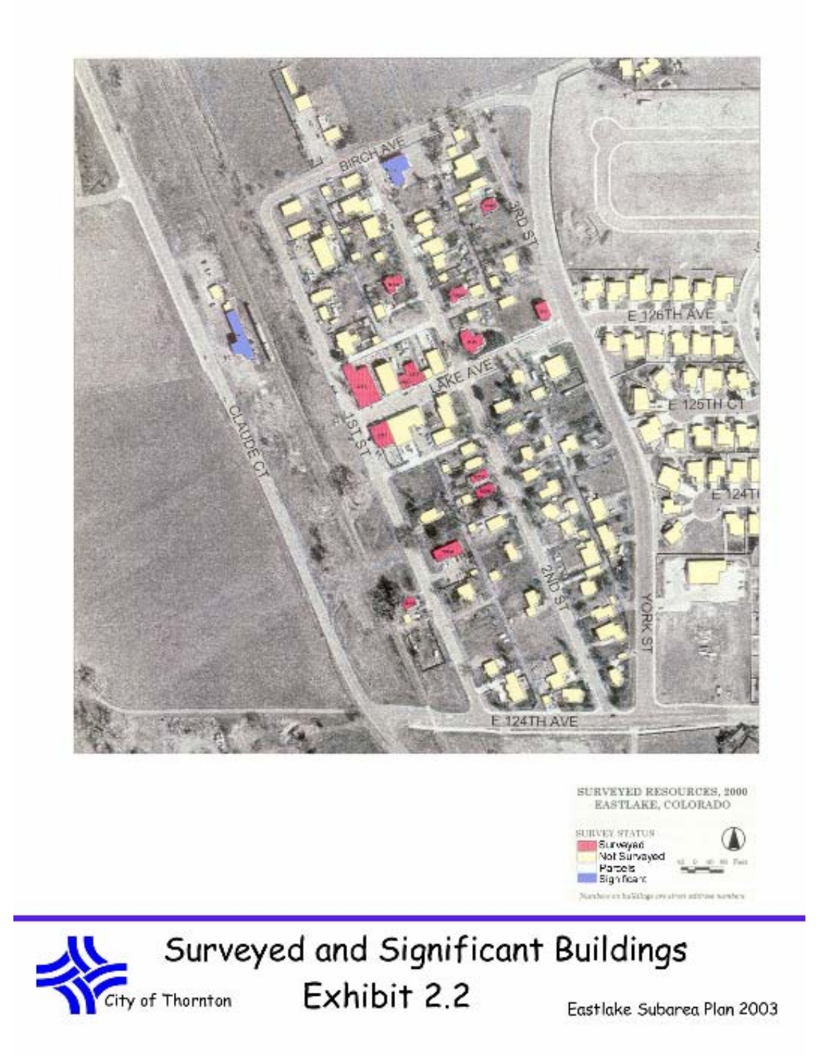BIRCH AVE

3RD ST

E 126TH AVE

LAKE AVE

E 125TH CT

CLAUDE CT

1ST ST

E 124TH

2ND ST

YORK ST

E 124TH AVE

SURVEYED RESOURCES, 2000
EASTLAKE, COLORADO

SURVEY STATUS
Surveyed
Not Surveyed
Parcels
Significant

Feet

Numbers on buildings are street address numbers

# Surveyed and Significant Buildings

## Exhibit 2.2

City of Thornton

Eastlake Subarea Plan 2003